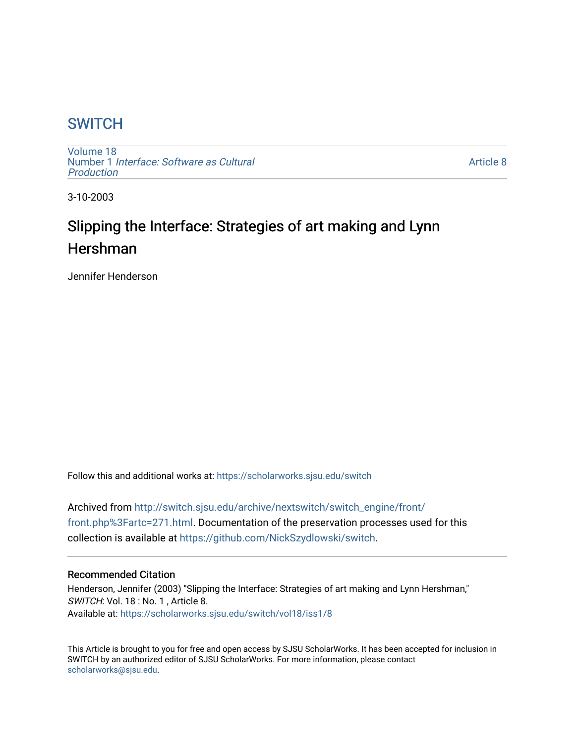# SWITCH

Volume 18
Number 1 *Interface: Software as Cultural Production*

Article 8

3-10-2003

## Slipping the Interface: Strategies of art making and Lynn Hershman

Jennifer Henderson

Follow this and additional works at: https://scholarworks.sjsu.edu/switch

Archived from http://switch.sjsu.edu/archive/nextswitch/switch_engine/front/front.php%3Fartc=271.html. Documentation of the preservation processes used for this collection is available at https://github.com/NickSzydlowski/switch.

### Recommended Citation

Henderson, Jennifer (2003) "Slipping the Interface: Strategies of art making and Lynn Hershman," *SWITCH*: Vol. 18 : No. 1 , Article 8.
Available at: https://scholarworks.sjsu.edu/switch/vol18/iss1/8

This Article is brought to you for free and open access by SJSU ScholarWorks. It has been accepted for inclusion in SWITCH by an authorized editor of SJSU ScholarWorks. For more information, please contact scholarworks@sjsu.edu.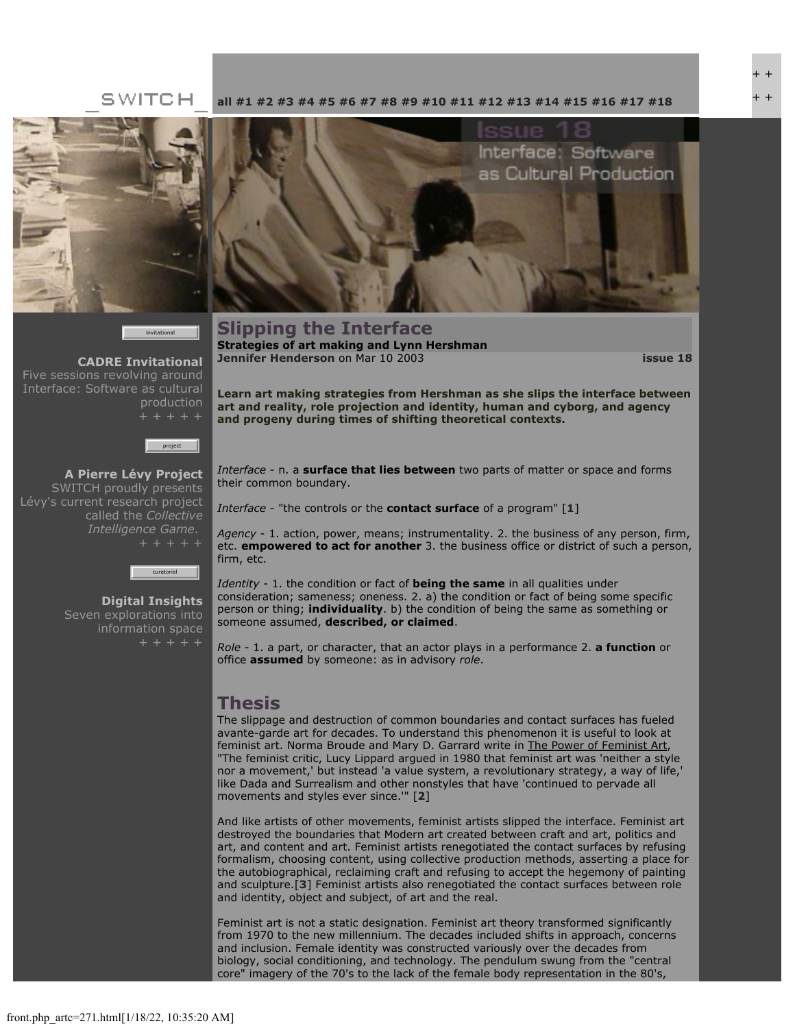_SWITCH_ all #1 #2 #3 #4 #5 #6 #7 #8 #9 #10 #11 #12 #13 #14 #15 #16 #17 #18

invitational

**CADRE Invitational**
Five sessions revolving around Interface: Software as cultural production
+ + + + +

project

**A Pierre Lévy Project**
SWITCH proudly presents Lévy's current research project called the *Collective Intelligence Game*.
+ + + + +

curatorial

**Digital Insights**
Seven explorations into information space
+ + + + +

# Slipping the Interface

**Strategies of art making and Lynn Hershman**
**Jennifer Henderson** on Mar 10 2003 **issue 18**

**Learn art making strategies from Hershman as she slips the interface between art and reality, role projection and identity, human and cyborg, and agency and progeny during times of shifting theoretical contexts.**

*Interface* - n. a **surface that lies between** two parts of matter or space and forms their common boundary.

*Interface* - "the controls or the **contact surface** of a program" [**1**]

*Agency* - 1. action, power, means; instrumentality. 2. the business of any person, firm, etc. **empowered to act for another** 3. the business office or district of such a person, firm, etc.

*Identity* - 1. the condition or fact of **being the same** in all qualities under consideration; sameness; oneness. 2. a) the condition or fact of being some specific person or thing; **individuality**. b) the condition of being the same as something or someone assumed, **described, or claimed**.

*Role* - 1. a part, or character, that an actor plays in a performance 2. **a function** or office **assumed** by someone: as in advisory *role*.

## Thesis

The slippage and destruction of common boundaries and contact surfaces has fueled avante-garde art for decades. To understand this phenomenon it is useful to look at feminist art. Norma Broude and Mary D. Garrard write in The Power of Feminist Art, "The feminist critic, Lucy Lippard argued in 1980 that feminist art was 'neither a style nor a movement,' but instead 'a value system, a revolutionary strategy, a way of life,' like Dada and Surrealism and other nonstyles that have 'continued to pervade all movements and styles ever since.'" [**2**]

And like artists of other movements, feminist artists slipped the interface. Feminist art destroyed the boundaries that Modern art created between craft and art, politics and art, and content and art. Feminist artists renegotiated the contact surfaces by refusing formalism, choosing content, using collective production methods, asserting a place for the autobiographical, reclaiming craft and refusing to accept the hegemony of painting and sculpture.[**3**] Feminist artists also renegotiated the contact surfaces between role and identity, object and subject, of art and the real.

Feminist art is not a static designation. Feminist art theory transformed significantly from 1970 to the new millennium. The decades included shifts in approach, concerns and inclusion. Female identity was constructed variously over the decades from biology, social conditioning, and technology. The pendulum swung from the "central core" imagery of the 70's to the lack of the female body representation in the 80's,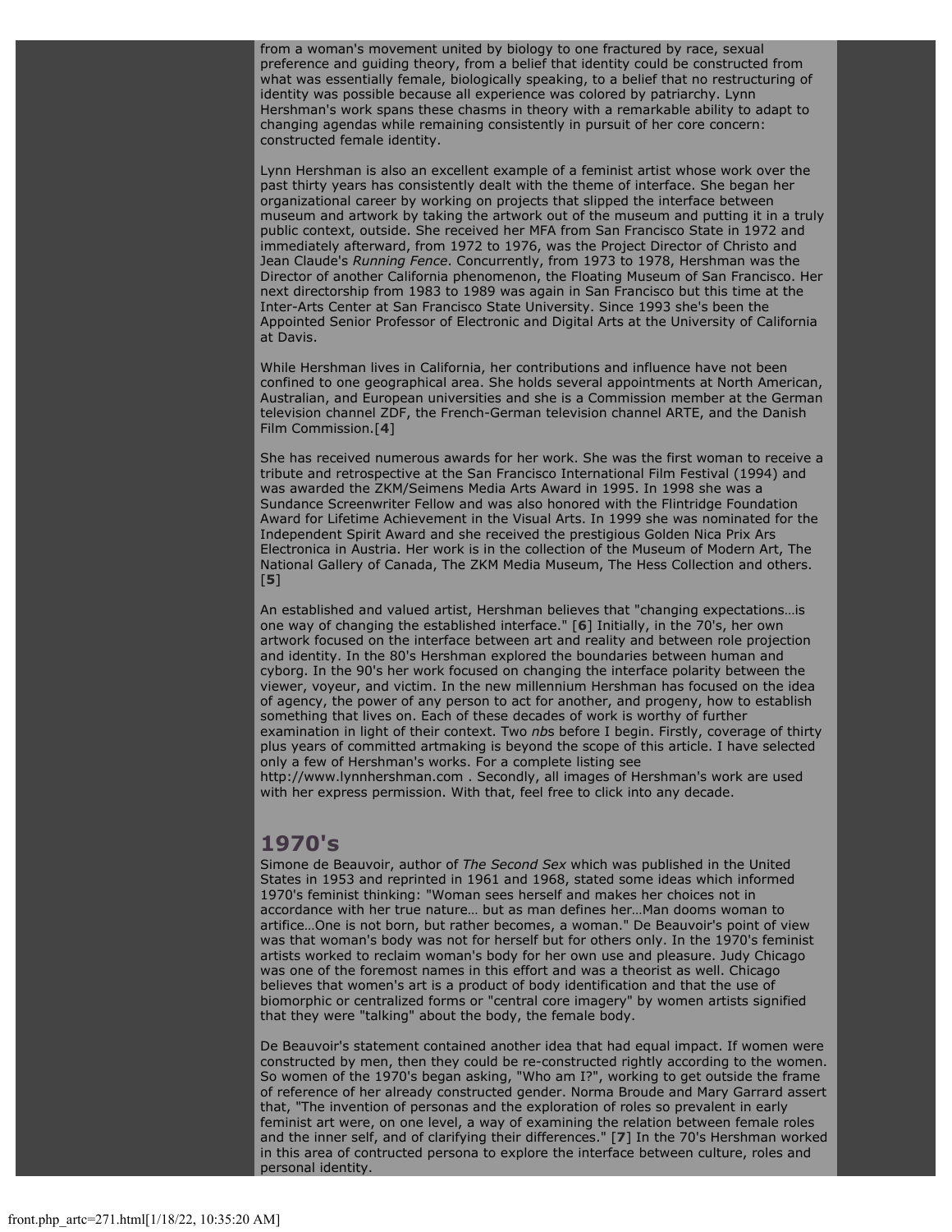from a woman's movement united by biology to one fractured by race, sexual preference and guiding theory, from a belief that identity could be constructed from what was essentially female, biologically speaking, to a belief that no restructuring of identity was possible because all experience was colored by patriarchy. Lynn Hershman's work spans these chasms in theory with a remarkable ability to adapt to changing agendas while remaining consistently in pursuit of her core concern: constructed female identity.

Lynn Hershman is also an excellent example of a feminist artist whose work over the past thirty years has consistently dealt with the theme of interface. She began her organizational career by working on projects that slipped the interface between museum and artwork by taking the artwork out of the museum and putting it in a truly public context, outside. She received her MFA from San Francisco State in 1972 and immediately afterward, from 1972 to 1976, was the Project Director of Christo and Jean Claude's *Running Fence*. Concurrently, from 1973 to 1978, Hershman was the Director of another California phenomenon, the Floating Museum of San Francisco. Her next directorship from 1983 to 1989 was again in San Francisco but this time at the Inter-Arts Center at San Francisco State University. Since 1993 she's been the Appointed Senior Professor of Electronic and Digital Arts at the University of California at Davis.

While Hershman lives in California, her contributions and influence have not been confined to one geographical area. She holds several appointments at North American, Australian, and European universities and she is a Commission member at the German television channel ZDF, the French-German television channel ARTE, and the Danish Film Commission.[**4**]

She has received numerous awards for her work. She was the first woman to receive a tribute and retrospective at the San Francisco International Film Festival (1994) and was awarded the ZKM/Seimens Media Arts Award in 1995. In 1998 she was a Sundance Screenwriter Fellow and was also honored with the Flintridge Foundation Award for Lifetime Achievement in the Visual Arts. In 1999 she was nominated for the Independent Spirit Award and she received the prestigious Golden Nica Prix Ars Electronica in Austria. Her work is in the collection of the Museum of Modern Art, The National Gallery of Canada, The ZKM Media Museum, The Hess Collection and others. [**5**]

An established and valued artist, Hershman believes that "changing expectations…is one way of changing the established interface." [**6**] Initially, in the 70's, her own artwork focused on the interface between art and reality and between role projection and identity. In the 80's Hershman explored the boundaries between human and cyborg. In the 90's her work focused on changing the interface polarity between the viewer, voyeur, and victim. In the new millennium Hershman has focused on the idea of agency, the power of any person to act for another, and progeny, how to establish something that lives on. Each of these decades of work is worthy of further examination in light of their context. Two *nbs* before I begin. Firstly, coverage of thirty plus years of committed artmaking is beyond the scope of this article. I have selected only a few of Hershman's works. For a complete listing see http://www.lynnhershman.com . Secondly, all images of Hershman's work are used with her express permission. With that, feel free to click into any decade.

## 1970's

Simone de Beauvoir, author of *The Second Sex* which was published in the United States in 1953 and reprinted in 1961 and 1968, stated some ideas which informed 1970's feminist thinking: "Woman sees herself and makes her choices not in accordance with her true nature… but as man defines her…Man dooms woman to artifice…One is not born, but rather becomes, a woman." De Beauvoir's point of view was that woman's body was not for herself but for others only. In the 1970's feminist artists worked to reclaim woman's body for her own use and pleasure. Judy Chicago was one of the foremost names in this effort and was a theorist as well. Chicago believes that women's art is a product of body identification and that the use of biomorphic or centralized forms or "central core imagery" by women artists signified that they were "talking" about the body, the female body.

De Beauvoir's statement contained another idea that had equal impact. If women were constructed by men, then they could be re-constructed rightly according to the women. So women of the 1970's began asking, "Who am I?", working to get outside the frame of reference of her already constructed gender. Norma Broude and Mary Garrard assert that, "The invention of personas and the exploration of roles so prevalent in early feminist art were, on one level, a way of examining the relation between female roles and the inner self, and of clarifying their differences." [**7**] In the 70's Hershman worked in this area of contructed persona to explore the interface between culture, roles and personal identity.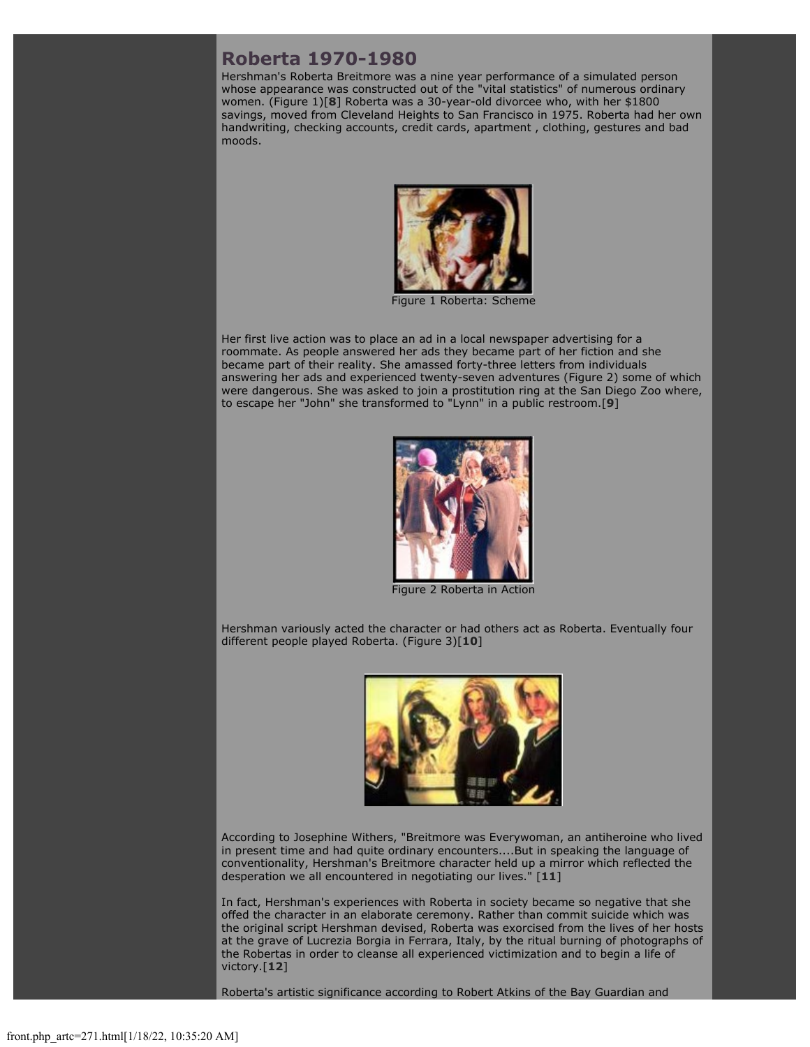## Roberta 1970-1980

Hershman's Roberta Breitmore was a nine year performance of a simulated person whose appearance was constructed out of the "vital statistics" of numerous ordinary women. (Figure 1)[**8**] Roberta was a 30-year-old divorcee who, with her $1800 savings, moved from Cleveland Heights to San Francisco in 1975. Roberta had her own handwriting, checking accounts, credit cards, apartment , clothing, gestures and bad moods.

Figure 1 Roberta: Scheme

Her first live action was to place an ad in a local newspaper advertising for a roommate. As people answered her ads they became part of her fiction and she became part of their reality. She amassed forty-three letters from individuals answering her ads and experienced twenty-seven adventures (Figure 2) some of which were dangerous. She was asked to join a prostitution ring at the San Diego Zoo where, to escape her "John" she transformed to "Lynn" in a public restroom.[**9**]

Figure 2 Roberta in Action

Hershman variously acted the character or had others act as Roberta. Eventually four different people played Roberta. (Figure 3)[**10**]

According to Josephine Withers, "Breitmore was Everywoman, an antiheroine who lived in present time and had quite ordinary encounters....But in speaking the language of conventionality, Hershman's Breitmore character held up a mirror which reflected the desperation we all encountered in negotiating our lives." [**11**]

In fact, Hershman's experiences with Roberta in society became so negative that she offed the character in an elaborate ceremony. Rather than commit suicide which was the original script Hershman devised, Roberta was exorcised from the lives of her hosts at the grave of Lucrezia Borgia in Ferrara, Italy, by the ritual burning of photographs of the Robertas in order to cleanse all experienced victimization and to begin a life of victory.[**12**]

Roberta's artistic significance according to Robert Atkins of the Bay Guardian and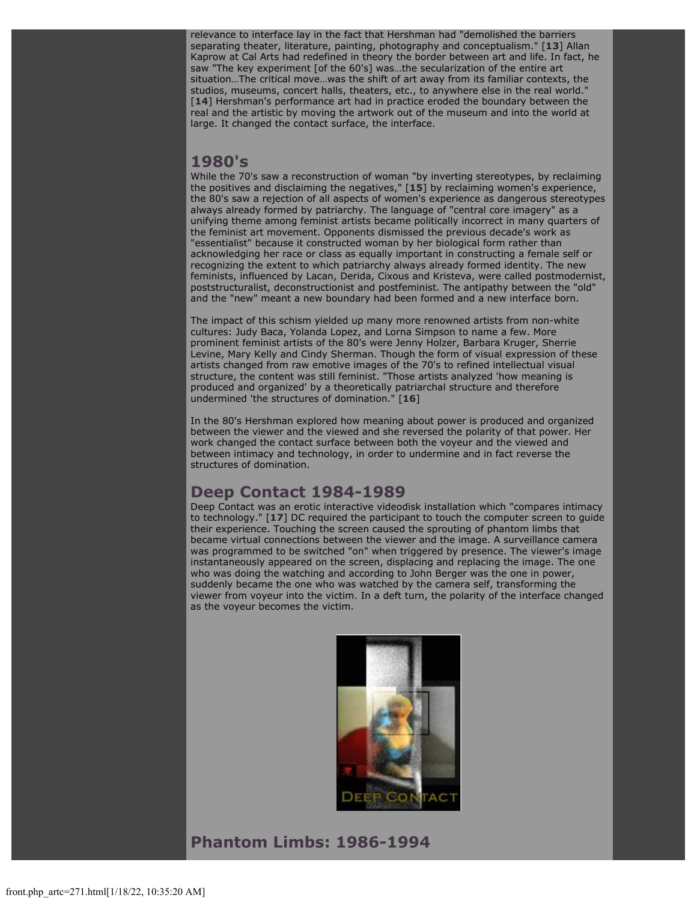relevance to interface lay in the fact that Hershman had "demolished the barriers separating theater, literature, painting, photography and conceptualism." [**13**] Allan Kaprow at Cal Arts had redefined in theory the border between art and life. In fact, he saw "The key experiment [of the 60's] was…the secularization of the entire art situation…The critical move…was the shift of art away from its familiar contexts, the studios, museums, concert halls, theaters, etc., to anywhere else in the real world." [**14**] Hershman's performance art had in practice eroded the boundary between the real and the artistic by moving the artwork out of the museum and into the world at large. It changed the contact surface, the interface.

## 1980's

While the 70's saw a reconstruction of woman "by inverting stereotypes, by reclaiming the positives and disclaiming the negatives," [**15**] by reclaiming women's experience, the 80's saw a rejection of all aspects of women's experience as dangerous stereotypes always already formed by patriarchy. The language of "central core imagery" as a unifying theme among feminist artists became politically incorrect in many quarters of the feminist art movement. Opponents dismissed the previous decade's work as "essentialist" because it constructed woman by her biological form rather than acknowledging her race or class as equally important in constructing a female self or recognizing the extent to which patriarchy always already formed identity. The new feminists, influenced by Lacan, Derida, Cixous and Kristeva, were called postmodernist, poststructuralist, deconstructionist and postfeminist. The antipathy between the "old" and the "new" meant a new boundary had been formed and a new interface born.

The impact of this schism yielded up many more renowned artists from non-white cultures: Judy Baca, Yolanda Lopez, and Lorna Simpson to name a few. More prominent feminist artists of the 80's were Jenny Holzer, Barbara Kruger, Sherrie Levine, Mary Kelly and Cindy Sherman. Though the form of visual expression of these artists changed from raw emotive images of the 70's to refined intellectual visual structure, the content was still feminist. "Those artists analyzed 'how meaning is produced and organized' by a theoretically patriarchal structure and therefore undermined 'the structures of domination." [**16**]

In the 80's Hershman explored how meaning about power is produced and organized between the viewer and the viewed and she reversed the polarity of that power. Her work changed the contact surface between both the voyeur and the viewed and between intimacy and technology, in order to undermine and in fact reverse the structures of domination.

## Deep Contact 1984-1989

Deep Contact was an erotic interactive videodisk installation which "compares intimacy to technology." [**17**] DC required the participant to touch the computer screen to guide their experience. Touching the screen caused the sprouting of phantom limbs that became virtual connections between the viewer and the image. A surveillance camera was programmed to be switched "on" when triggered by presence. The viewer's image instantaneously appeared on the screen, displacing and replacing the image. The one who was doing the watching and according to John Berger was the one in power, suddenly became the one who was watched by the camera self, transforming the viewer from voyeur into the victim. In a deft turn, the polarity of the interface changed as the voyeur becomes the victim.

## Phantom Limbs: 1986-1994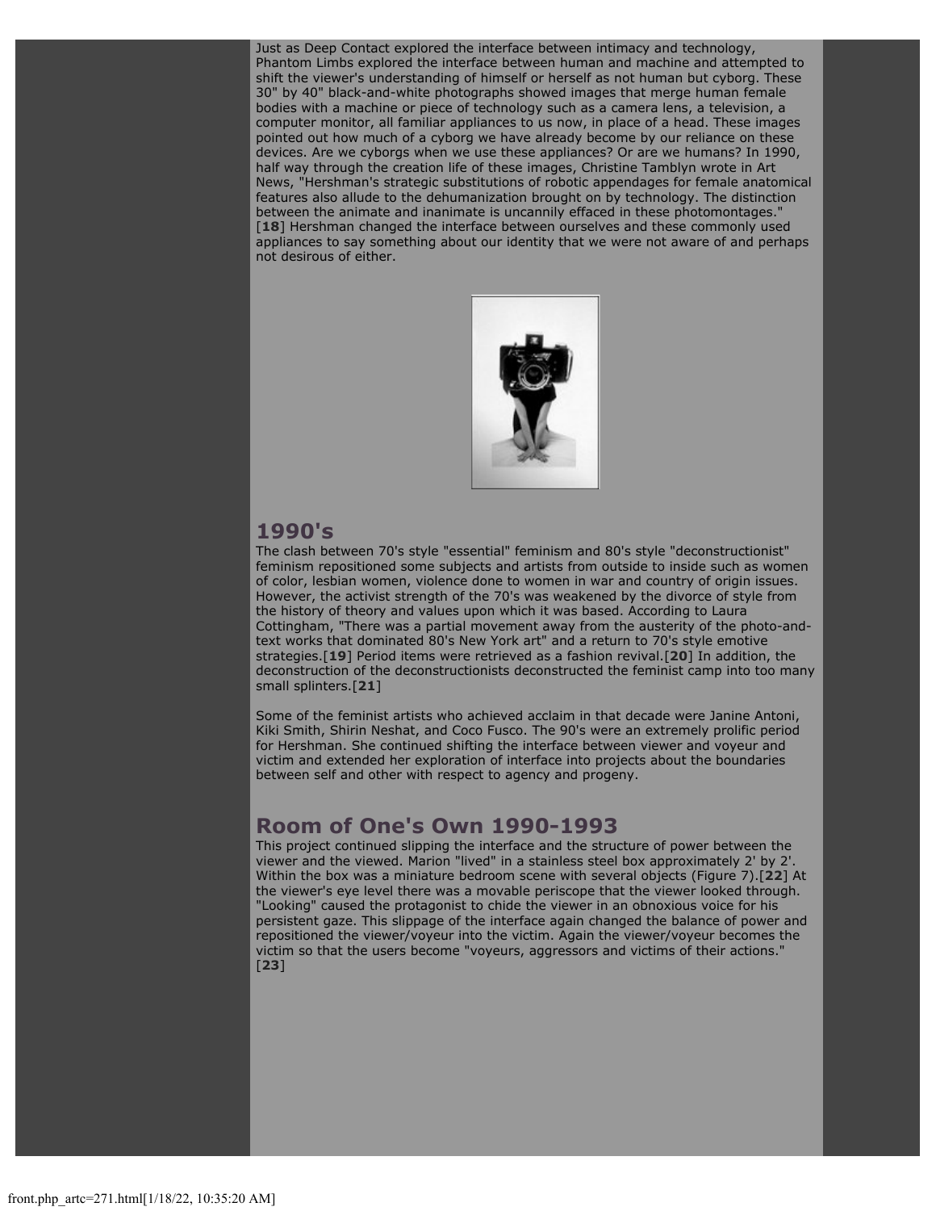Just as Deep Contact explored the interface between intimacy and technology, Phantom Limbs explored the interface between human and machine and attempted to shift the viewer's understanding of himself or herself as not human but cyborg. These 30" by 40" black-and-white photographs showed images that merge human female bodies with a machine or piece of technology such as a camera lens, a television, a computer monitor, all familiar appliances to us now, in place of a head. These images pointed out how much of a cyborg we have already become by our reliance on these devices. Are we cyborgs when we use these appliances? Or are we humans? In 1990, half way through the creation life of these images, Christine Tamblyn wrote in Art News, "Hershman's strategic substitutions of robotic appendages for female anatomical features also allude to the dehumanization brought on by technology. The distinction between the animate and inanimate is uncannily effaced in these photomontages." [**18**] Hershman changed the interface between ourselves and these commonly used appliances to say something about our identity that we were not aware of and perhaps not desirous of either.

## 1990's

The clash between 70's style "essential" feminism and 80's style "deconstructionist" feminism repositioned some subjects and artists from outside to inside such as women of color, lesbian women, violence done to women in war and country of origin issues. However, the activist strength of the 70's was weakened by the divorce of style from the history of theory and values upon which it was based. According to Laura Cottingham, "There was a partial movement away from the austerity of the photo-and-text works that dominated 80's New York art" and a return to 70's style emotive strategies.[**19**] Period items were retrieved as a fashion revival.[**20**] In addition, the deconstruction of the deconstructionists deconstructed the feminist camp into too many small splinters.[**21**]

Some of the feminist artists who achieved acclaim in that decade were Janine Antoni, Kiki Smith, Shirin Neshat, and Coco Fusco. The 90's were an extremely prolific period for Hershman. She continued shifting the interface between viewer and voyeur and victim and extended her exploration of interface into projects about the boundaries between self and other with respect to agency and progeny.

## Room of One's Own 1990-1993

This project continued slipping the interface and the structure of power between the viewer and the viewed. Marion "lived" in a stainless steel box approximately 2' by 2'. Within the box was a miniature bedroom scene with several objects (Figure 7).[**22**] At the viewer's eye level there was a movable periscope that the viewer looked through. "Looking" caused the protagonist to chide the viewer in an obnoxious voice for his persistent gaze. This slippage of the interface again changed the balance of power and repositioned the viewer/voyeur into the victim. Again the viewer/voyeur becomes the victim so that the users become "voyeurs, aggressors and victims of their actions." [**23**]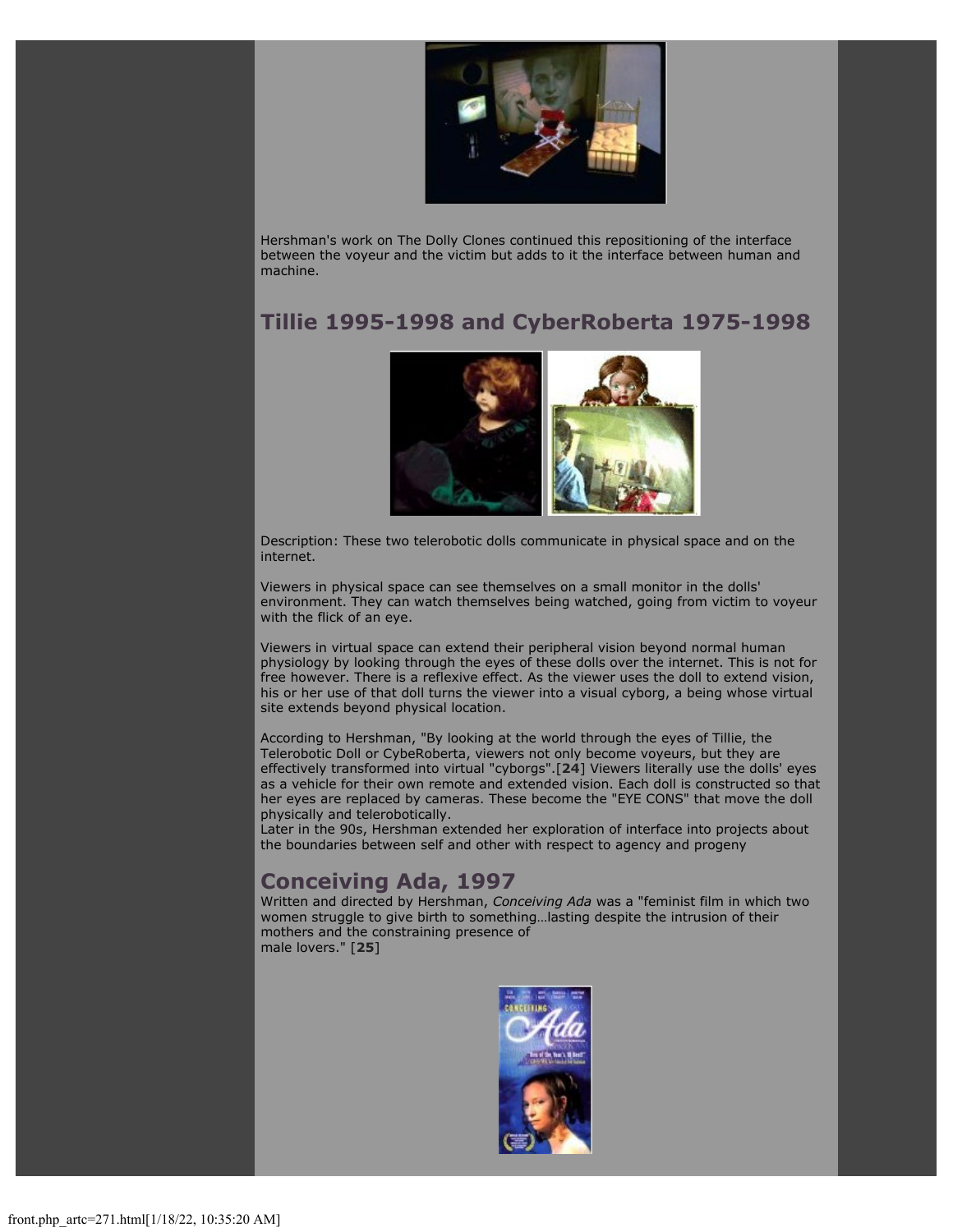Hershman's work on The Dolly Clones continued this repositioning of the interface between the voyeur and the victim but adds to it the interface between human and machine.

## Tillie 1995-1998 and CyberRoberta 1975-1998

Description: These two telerobotic dolls communicate in physical space and on the internet.

Viewers in physical space can see themselves on a small monitor in the dolls' environment. They can watch themselves being watched, going from victim to voyeur with the flick of an eye.

Viewers in virtual space can extend their peripheral vision beyond normal human physiology by looking through the eyes of these dolls over the internet. This is not for free however. There is a reflexive effect. As the viewer uses the doll to extend vision, his or her use of that doll turns the viewer into a visual cyborg, a being whose virtual site extends beyond physical location.

According to Hershman, "By looking at the world through the eyes of Tillie, the Telerobotic Doll or CybeRoberta, viewers not only become voyeurs, but they are effectively transformed into virtual "cyborgs".[**24**] Viewers literally use the dolls' eyes as a vehicle for their own remote and extended vision. Each doll is constructed so that her eyes are replaced by cameras. These become the "EYE CONS" that move the doll physically and telerobotically.
Later in the 90s, Hershman extended her exploration of interface into projects about the boundaries between self and other with respect to agency and progeny

## Conceiving Ada, 1997

Written and directed by Hershman, *Conceiving Ada* was a "feminist film in which two women struggle to give birth to something…lasting despite the intrusion of their mothers and the constraining presence of
male lovers." [**25**]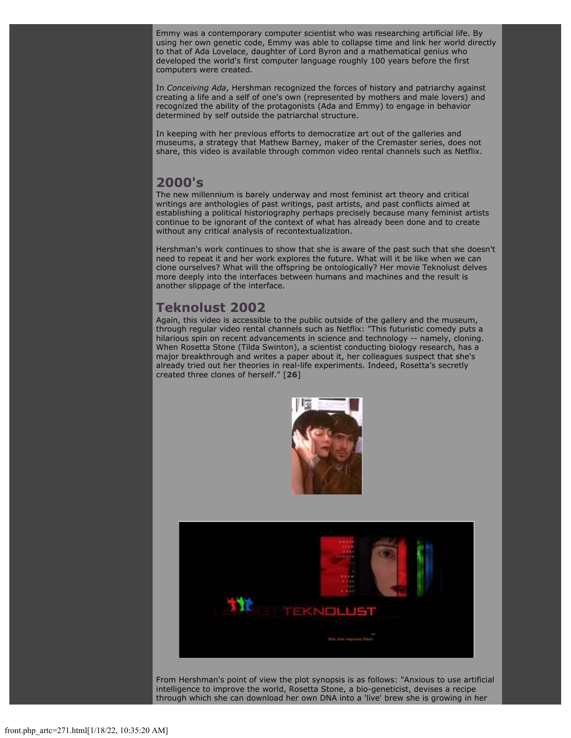Emmy was a contemporary computer scientist who was researching artificial life. By using her own genetic code, Emmy was able to collapse time and link her world directly to that of Ada Lovelace, daughter of Lord Byron and a mathematical genius who developed the world's first computer language roughly 100 years before the first computers were created.

In *Conceiving Ada*, Hershman recognized the forces of history and patriarchy against creating a life and a self of one's own (represented by mothers and male lovers) and recognized the ability of the protagonists (Ada and Emmy) to engage in behavior determined by self outside the patriarchal structure.

In keeping with her previous efforts to democratize art out of the galleries and museums, a strategy that Mathew Barney, maker of the Cremaster series, does not share, this video is available through common video rental channels such as Netflix.

## 2000's

The new millennium is barely underway and most feminist art theory and critical writings are anthologies of past writings, past artists, and past conflicts aimed at establishing a political historiography perhaps precisely because many feminist artists continue to be ignorant of the context of what has already been done and to create without any critical analysis of recontextualization.

Hershman's work continues to show that she is aware of the past such that she doesn't need to repeat it and her work explores the future. What will it be like when we can clone ourselves? What will the offspring be ontologically? Her movie Teknolust delves more deeply into the interfaces between humans and machines and the result is another slippage of the interface.

## Teknolust 2002

Again, this video is accessible to the public outside of the gallery and the museum, through regular video rental channels such as Netflix: "This futuristic comedy puts a hilarious spin on recent advancements in science and technology -- namely, cloning. When Rosetta Stone (Tilda Swinton), a scientist conducting biology research, has a major breakthrough and writes a paper about it, her colleagues suspect that she's already tried out her theories in real-life experiments. Indeed, Rosetta's secretly created three clones of herself." [**26**]

From Hershman's point of view the plot synopsis is as follows: "Anxious to use artificial intelligence to improve the world, Rosetta Stone, a bio-geneticist, devises a recipe through which she can download her own DNA into a 'live' brew she is growing in her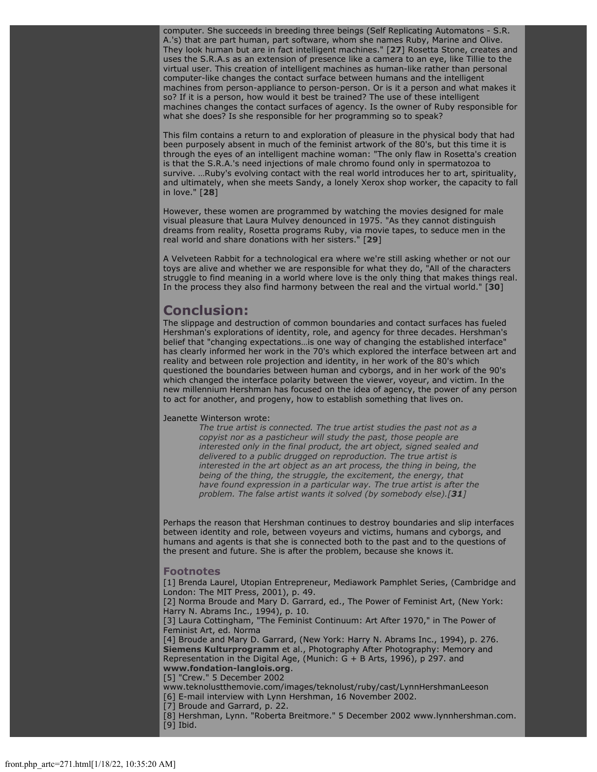computer. She succeeds in breeding three beings (Self Replicating Automatons - S.R. A.'s) that are part human, part software, whom she names Ruby, Marine and Olive. They look human but are in fact intelligent machines." [**27**] Rosetta Stone, creates and uses the S.R.A.s as an extension of presence like a camera to an eye, like Tillie to the virtual user. This creation of intelligent machines as human-like rather than personal computer-like changes the contact surface between humans and the intelligent machines from person-appliance to person-person. Or is it a person and what makes it so? If it is a person, how would it best be trained? The use of these intelligent machines changes the contact surfaces of agency. Is the owner of Ruby responsible for what she does? Is she responsible for her programming so to speak?

This film contains a return to and exploration of pleasure in the physical body that had been purposely absent in much of the feminist artwork of the 80's, but this time it is through the eyes of an intelligent machine woman: "The only flaw in Rosetta's creation is that the S.R.A.'s need injections of male chromo found only in spermatozoa to survive. …Ruby's evolving contact with the real world introduces her to art, spirituality, and ultimately, when she meets Sandy, a lonely Xerox shop worker, the capacity to fall in love." [**28**]

However, these women are programmed by watching the movies designed for male visual pleasure that Laura Mulvey denounced in 1975. "As they cannot distinguish dreams from reality, Rosetta programs Ruby, via movie tapes, to seduce men in the real world and share donations with her sisters." [**29**]

A Velveteen Rabbit for a technological era where we're still asking whether or not our toys are alive and whether we are responsible for what they do, "All of the characters struggle to find meaning in a world where love is the only thing that makes things real. In the process they also find harmony between the real and the virtual world." [**30**]

## Conclusion:

The slippage and destruction of common boundaries and contact surfaces has fueled Hershman's explorations of identity, role, and agency for three decades. Hershman's belief that "changing expectations…is one way of changing the established interface" has clearly informed her work in the 70's which explored the interface between art and reality and between role projection and identity, in her work of the 80's which questioned the boundaries between human and cyborgs, and in her work of the 90's which changed the interface polarity between the viewer, voyeur, and victim. In the new millennium Hershman has focused on the idea of agency, the power of any person to act for another, and progeny, how to establish something that lives on.

Jeanette Winterson wrote:

> *The true artist is connected. The true artist studies the past not as a copyist nor as a pasticheur will study the past, those people are interested only in the final product, the art object, signed sealed and delivered to a public drugged on reproduction. The true artist is interested in the art object as an art process, the thing in being, the being of the thing, the struggle, the excitement, the energy, that have found expression in a particular way. The true artist is after the problem. The false artist wants it solved (by somebody else).[**31**]*

Perhaps the reason that Hershman continues to destroy boundaries and slip interfaces between identity and role, between voyeurs and victims, humans and cyborgs, and humans and agents is that she is connected both to the past and to the questions of the present and future. She is after the problem, because she knows it.

### Footnotes

[1] Brenda Laurel, Utopian Entrepreneur, Mediawork Pamphlet Series, (Cambridge and London: The MIT Press, 2001), p. 49.
[2] Norma Broude and Mary D. Garrard, ed., The Power of Feminist Art, (New York: Harry N. Abrams Inc., 1994), p. 10.
[3] Laura Cottingham, "The Feminist Continuum: Art After 1970," in The Power of Feminist Art, ed. Norma
[4] Broude and Mary D. Garrard, (New York: Harry N. Abrams Inc., 1994), p. 276. **Siemens Kulturprogramm** et al., Photography After Photography: Memory and Representation in the Digital Age, (Munich: G + B Arts, 1996), p 297. and **www.fondation-langlois.org**.
[5] "Crew." 5 December 2002 www.teknolustthemovie.com/images/teknolust/ruby/cast/LynnHershmanLeeson
[6] E-mail interview with Lynn Hershman, 16 November 2002.
[7] Broude and Garrard, p. 22.
[8] Hershman, Lynn. "Roberta Breitmore." 5 December 2002 www.lynnhershman.com.
[9] Ibid.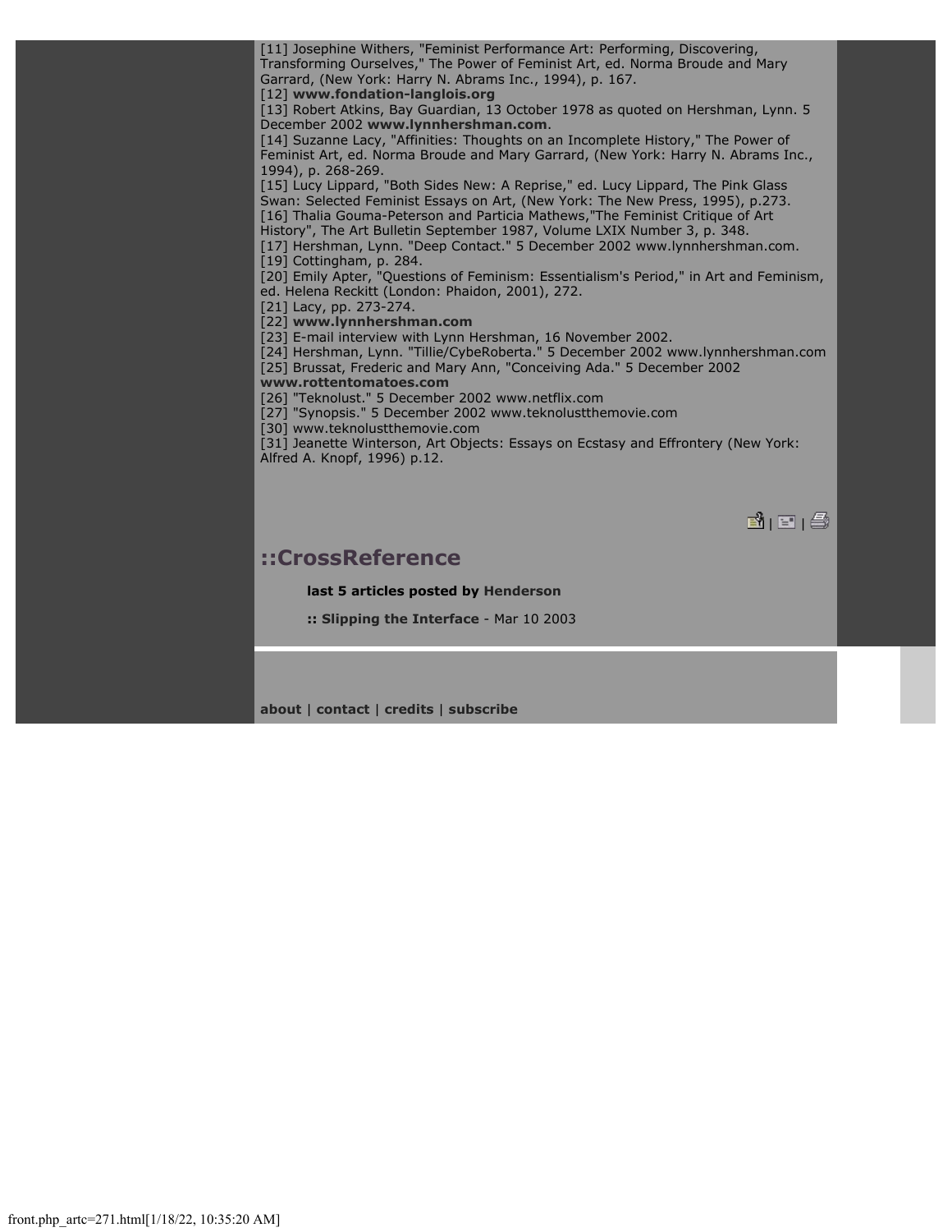[11] Josephine Withers, "Feminist Performance Art: Performing, Discovering, Transforming Ourselves," The Power of Feminist Art, ed. Norma Broude and Mary Garrard, (New York: Harry N. Abrams Inc., 1994), p. 167.
[12] **www.fondation-langlois.org**
[13] Robert Atkins, Bay Guardian, 13 October 1978 as quoted on Hershman, Lynn. 5 December 2002 **www.lynnhershman.com**.
[14] Suzanne Lacy, "Affinities: Thoughts on an Incomplete History," The Power of Feminist Art, ed. Norma Broude and Mary Garrard, (New York: Harry N. Abrams Inc., 1994), p. 268-269.
[15] Lucy Lippard, "Both Sides New: A Reprise," ed. Lucy Lippard, The Pink Glass Swan: Selected Feminist Essays on Art, (New York: The New Press, 1995), p.273.
[16] Thalia Gouma-Peterson and Particia Mathews,"The Feminist Critique of Art History", The Art Bulletin September 1987, Volume LXIX Number 3, p. 348.
[17] Hershman, Lynn. "Deep Contact." 5 December 2002 www.lynnhershman.com.
[19] Cottingham, p. 284.
[20] Emily Apter, "Questions of Feminism: Essentialism's Period," in Art and Feminism, ed. Helena Reckitt (London: Phaidon, 2001), 272.
[21] Lacy, pp. 273-274.
[22] **www.lynnhershman.com**
[23] E-mail interview with Lynn Hershman, 16 November 2002.
[24] Hershman, Lynn. "Tillie/CybeRoberta." 5 December 2002 www.lynnhershman.com
[25] Brussat, Frederic and Mary Ann, "Conceiving Ada." 5 December 2002 **www.rottentomatoes.com**
[26] "Teknolust." 5 December 2002 www.netflix.com
[27] "Synopsis." 5 December 2002 www.teknolustthemovie.com
[30] www.teknolustthemovie.com
[31] Jeanette Winterson, Art Objects: Essays on Ecstasy and Effrontery (New York: Alfred A. Knopf, 1996) p.12.

## ::CrossReference

**last 5 articles posted by Henderson**

**:: Slipping the Interface** - Mar 10 2003

**about** | **contact** | **credits** | **subscribe**